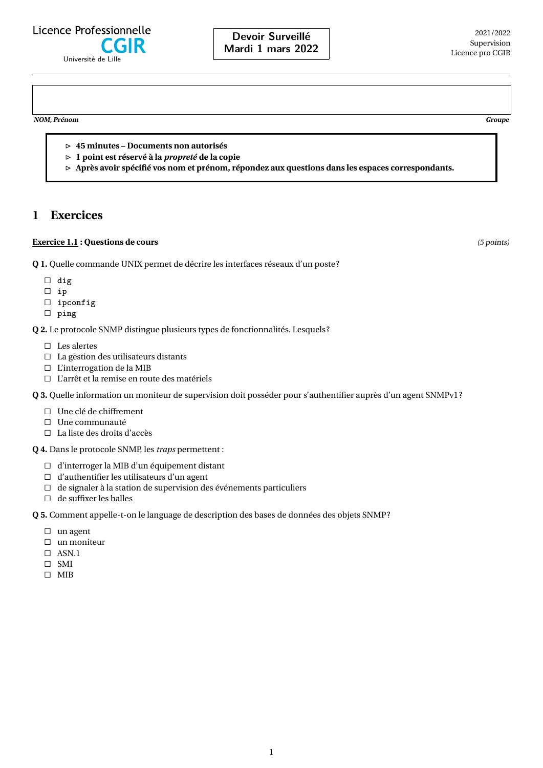Licence Professionnelle
**CGIR**
Université de Lille

**Devoir Surveillé**
**Mardi 1 mars 2022**

2021/2022
Supervision
Licence pro CGIR

***NOM, Prénom*** ***Groupe***

- **45 minutes – Documents non autorisés**
- **1 point est réservé à la *propreté* de la copie**
- **Après avoir spécifié vos nom et prénom, répondez aux questions dans les espaces correspondants.**

# 1 Exercices

**Exercice 1.1 : Questions de cours** *(5 points)*

**Q 1.** Quelle commande UNIX permet de décrire les interfaces réseaux d'un poste ?

- ☐ `dig`
- ☐ `ip`
- ☐ `ipconfig`
- ☐ `ping`

**Q 2.** Le protocole SNMP distingue plusieurs types de fonctionnalités. Lesquels ?

- ☐ Les alertes
- ☐ La gestion des utilisateurs distants
- ☐ L'interrogation de la MIB
- ☐ L'arrêt et la remise en route des matériels

**Q 3.** Quelle information un moniteur de supervision doit posséder pour s'authentifier auprès d'un agent SNMPv1 ?

- ☐ Une clé de chiffrement
- ☐ Une communauté
- ☐ La liste des droits d'accès

**Q 4.** Dans le protocole SNMP, les *traps* permettent :

- ☐ d'interroger la MIB d'un équipement distant
- ☐ d'authentifier les utilisateurs d'un agent
- ☐ de signaler à la station de supervision des événements particuliers
- ☐ de suffixer les balles

**Q 5.** Comment appelle-t-on le language de description des bases de données des objets SNMP ?

- ☐ un agent
- ☐ un moniteur
- ☐ ASN.1
- ☐ SMI
- ☐ MIB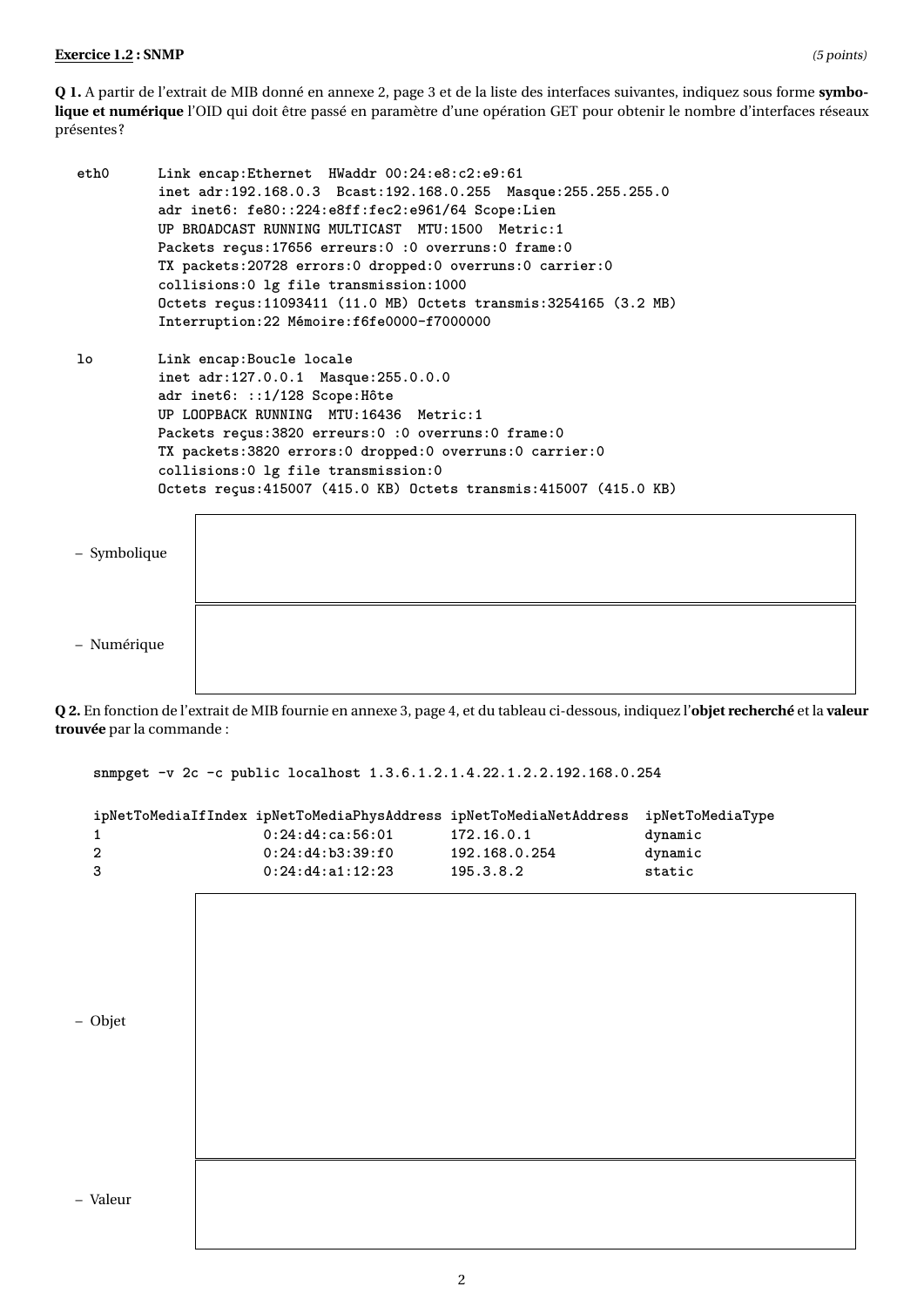**Exercice 1.2 : SNMP** *(5 points)*

**Q 1.** A partir de l'extrait de MIB donné en annexe 2, page 3 et de la liste des interfaces suivantes, indiquez sous forme **symbolique et numérique** l'OID qui doit être passé en paramètre d'une opération GET pour obtenir le nombre d'interfaces réseaux présentes ?

```
eth0      Link encap:Ethernet  HWaddr 00:24:e8:c2:e9:61
          inet adr:192.168.0.3  Bcast:192.168.0.255  Masque:255.255.255.0
          adr inet6: fe80::224:e8ff:fec2:e961/64 Scope:Lien
          UP BROADCAST RUNNING MULTICAST  MTU:1500  Metric:1
          Packets reçus:17656 erreurs:0 :0 overruns:0 frame:0
          TX packets:20728 errors:0 dropped:0 overruns:0 carrier:0
          collisions:0 lg file transmission:1000
          Octets reçus:11093411 (11.0 MB) Octets transmis:3254165 (3.2 MB)
          Interruption:22 Mémoire:f6fe0000-f7000000

lo        Link encap:Boucle locale
          inet adr:127.0.0.1  Masque:255.0.0.0
          adr inet6: ::1/128 Scope:Hôte
          UP LOOPBACK RUNNING  MTU:16436  Metric:1
          Packets reçus:3820 erreurs:0 :0 overruns:0 frame:0
          TX packets:3820 errors:0 dropped:0 overruns:0 carrier:0
          collisions:0 lg file transmission:0
          Octets reçus:415007 (415.0 KB) Octets transmis:415007 (415.0 KB)
```

– Symbolique

– Numérique

**Q 2.** En fonction de l'extrait de MIB fournie en annexe 3, page 4, et du tableau ci-dessous, indiquez l'**objet recherché** et la **valeur trouvée** par la commande :

```
snmpget -v 2c -c public localhost 1.3.6.1.2.1.4.22.1.2.2.192.168.0.254
```

| ipNetToMediaIfIndex | ipNetToMediaPhysAddress | ipNetToMediaNetAddress | ipNetToMediaType |
|---|---|---|---|
| 1 | 0:24:d4:ca:56:01 | 172.16.0.1 | dynamic |
| 2 | 0:24:d4:b3:39:f0 | 192.168.0.254 | dynamic |
| 3 | 0:24:d4:a1:12:23 | 195.3.8.2 | static |

– Objet

– Valeur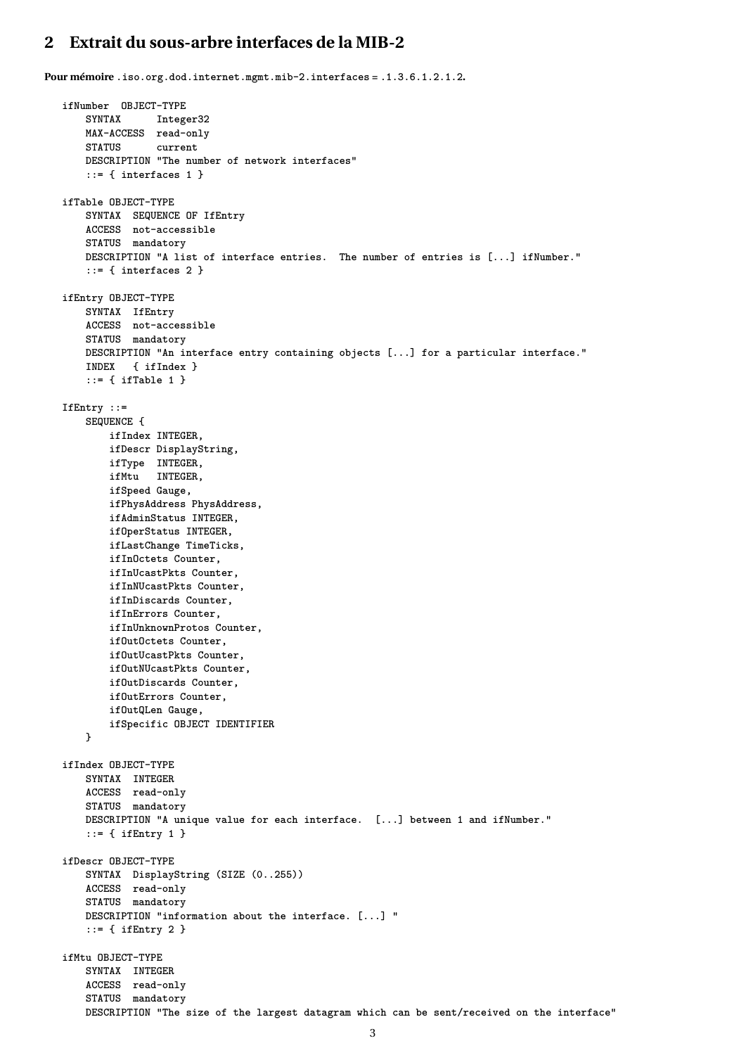## 2 Extrait du sous-arbre interfaces de la MIB-2

**Pour mémoire** `.iso.org.dod.internet.mgmt.mib-2.interfaces = .1.3.6.1.2.1.2`.

```
ifNumber  OBJECT-TYPE
    SYNTAX      Integer32
    MAX-ACCESS  read-only
    STATUS      current
    DESCRIPTION "The number of network interfaces"
    ::= { interfaces 1 }

ifTable OBJECT-TYPE
    SYNTAX  SEQUENCE OF IfEntry
    ACCESS  not-accessible
    STATUS  mandatory
    DESCRIPTION "A list of interface entries.  The number of entries is [...] ifNumber."
    ::= { interfaces 2 }

ifEntry OBJECT-TYPE
    SYNTAX  IfEntry
    ACCESS  not-accessible
    STATUS  mandatory
    DESCRIPTION "An interface entry containing objects [...] for a particular interface."
    INDEX   { ifIndex }
    ::= { ifTable 1 }

IfEntry ::=
    SEQUENCE {
        ifIndex INTEGER,
        ifDescr DisplayString,
        ifType  INTEGER,
        ifMtu   INTEGER,
        ifSpeed Gauge,
        ifPhysAddress PhysAddress,
        ifAdminStatus INTEGER,
        ifOperStatus INTEGER,
        ifLastChange TimeTicks,
        ifInOctets Counter,
        ifInUcastPkts Counter,
        ifInNUcastPkts Counter,
        ifInDiscards Counter,
        ifInErrors Counter,
        ifInUnknownProtos Counter,
        ifOutOctets Counter,
        ifOutUcastPkts Counter,
        ifOutNUcastPkts Counter,
        ifOutDiscards Counter,
        ifOutErrors Counter,
        ifOutQLen Gauge,
        ifSpecific OBJECT IDENTIFIER
    }

ifIndex OBJECT-TYPE
    SYNTAX  INTEGER
    ACCESS  read-only
    STATUS  mandatory
    DESCRIPTION "A unique value for each interface.  [...] between 1 and ifNumber."
    ::= { ifEntry 1 }

ifDescr OBJECT-TYPE
    SYNTAX  DisplayString (SIZE (0..255))
    ACCESS  read-only
    STATUS  mandatory
    DESCRIPTION "information about the interface. [...] "
    ::= { ifEntry 2 }

ifMtu OBJECT-TYPE
    SYNTAX  INTEGER
    ACCESS  read-only
    STATUS  mandatory
    DESCRIPTION "The size of the largest datagram which can be sent/received on the interface"
```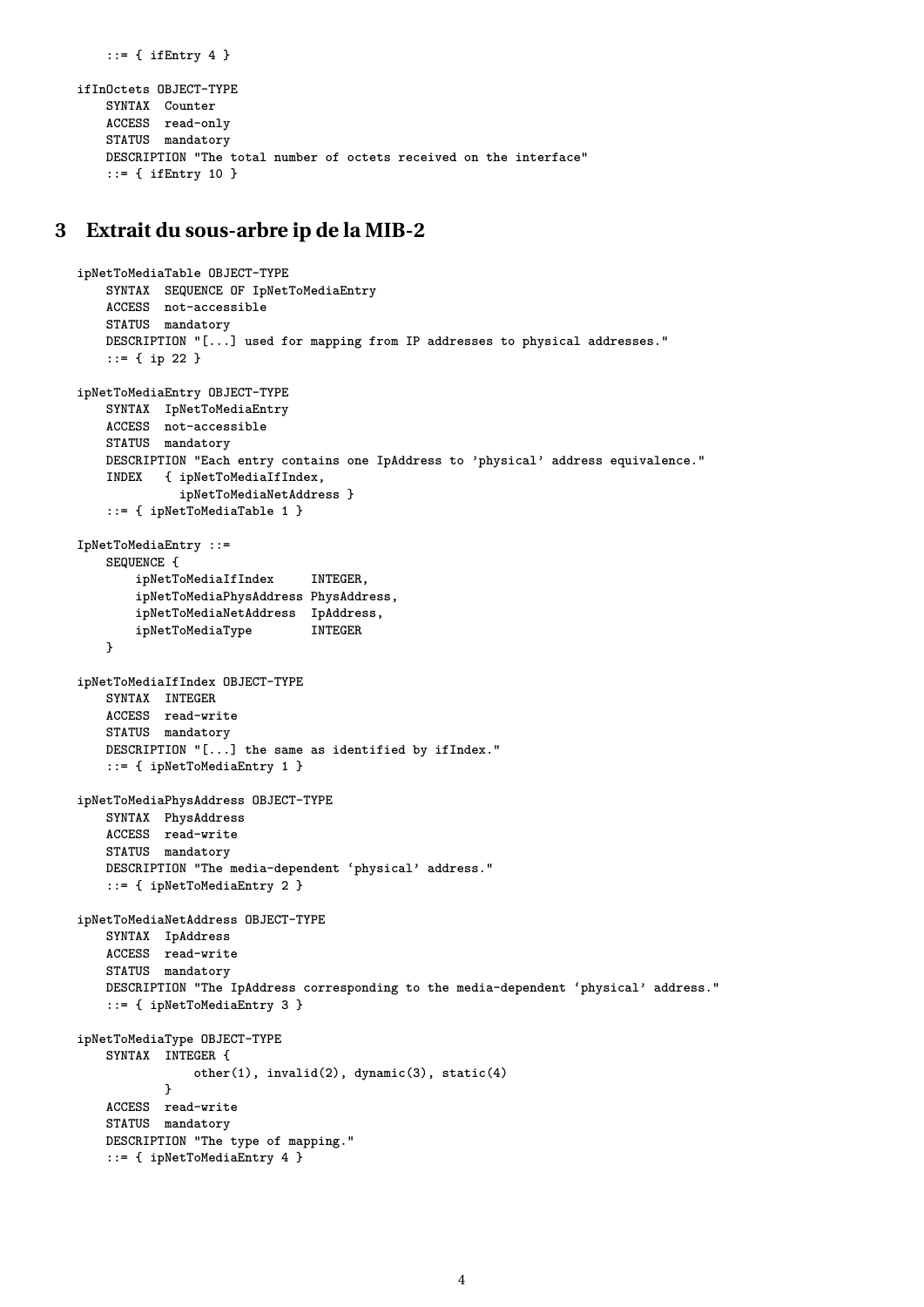```
    ::= { ifEntry 4 }

ifInOctets OBJECT-TYPE
    SYNTAX  Counter
    ACCESS  read-only
    STATUS  mandatory
    DESCRIPTION "The total number of octets received on the interface"
    ::= { ifEntry 10 }
```

## 3 Extrait du sous-arbre ip de la MIB-2

```
ipNetToMediaTable OBJECT-TYPE
    SYNTAX  SEQUENCE OF IpNetToMediaEntry
    ACCESS  not-accessible
    STATUS  mandatory
    DESCRIPTION "[...] used for mapping from IP addresses to physical addresses."
    ::= { ip 22 }

ipNetToMediaEntry OBJECT-TYPE
    SYNTAX  IpNetToMediaEntry
    ACCESS  not-accessible
    STATUS  mandatory
    DESCRIPTION "Each entry contains one IpAddress to 'physical' address equivalence."
    INDEX   { ipNetToMediaIfIndex,
              ipNetToMediaNetAddress }
    ::= { ipNetToMediaTable 1 }

IpNetToMediaEntry ::=
    SEQUENCE {
        ipNetToMediaIfIndex     INTEGER,
        ipNetToMediaPhysAddress PhysAddress,
        ipNetToMediaNetAddress  IpAddress,
        ipNetToMediaType        INTEGER
    }

ipNetToMediaIfIndex OBJECT-TYPE
    SYNTAX  INTEGER
    ACCESS  read-write
    STATUS  mandatory
    DESCRIPTION "[...] the same as identified by ifIndex."
    ::= { ipNetToMediaEntry 1 }

ipNetToMediaPhysAddress OBJECT-TYPE
    SYNTAX  PhysAddress
    ACCESS  read-write
    STATUS  mandatory
    DESCRIPTION "The media-dependent `physical' address."
    ::= { ipNetToMediaEntry 2 }

ipNetToMediaNetAddress OBJECT-TYPE
    SYNTAX  IpAddress
    ACCESS  read-write
    STATUS  mandatory
    DESCRIPTION "The IpAddress corresponding to the media-dependent `physical' address."
    ::= { ipNetToMediaEntry 3 }

ipNetToMediaType OBJECT-TYPE
    SYNTAX  INTEGER {
              other(1), invalid(2), dynamic(3), static(4)
            }
    ACCESS  read-write
    STATUS  mandatory
    DESCRIPTION "The type of mapping."
    ::= { ipNetToMediaEntry 4 }
```